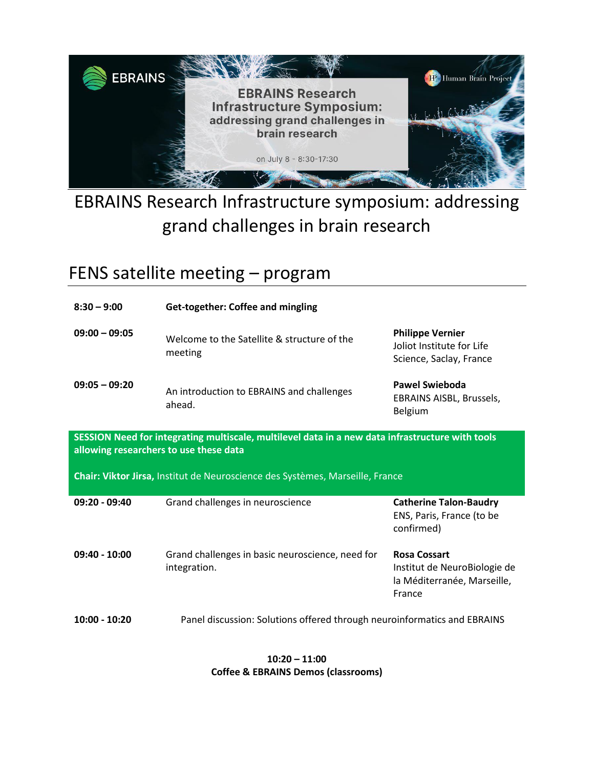# EBRAINS Research Infrastructure symposium: addressing grand challenges in brain research

## FENS satellite meeting – program

| | | |
|---|---|---|
| **8:30 – 9:00** | **Get-together: Coffee and mingling** | |
| **09:00 – 09:05** | Welcome to the Satellite & structure of the meeting | **Philippe Vernier** Joliot Institute for Life Science, Saclay, France |
| **09:05 – 09:20** | An introduction to EBRAINS and challenges ahead. | **Pawel Swieboda** EBRAINS AISBL, Brussels, Belgium |

**SESSION Need for integrating multiscale, multilevel data in a new data infrastructure with tools allowing researchers to use these data**

**Chair: Viktor Jirsa,** Institut de Neuroscience des Systèmes, Marseille, France

| | | |
|---|---|---|
| **09:20 - 09:40** | Grand challenges in neuroscience | **Catherine Talon-Baudry** ENS, Paris, France (to be confirmed) |
| **09:40 - 10:00** | Grand challenges in basic neuroscience, need for integration. | **Rosa Cossart** Institut de NeuroBiologie de la Méditerranée, Marseille, France |
| **10:00 - 10:20** | Panel discussion: Solutions offered through neuroinformatics and EBRAINS | |

**10:20 – 11:00**
**Coffee & EBRAINS Demos (classrooms)**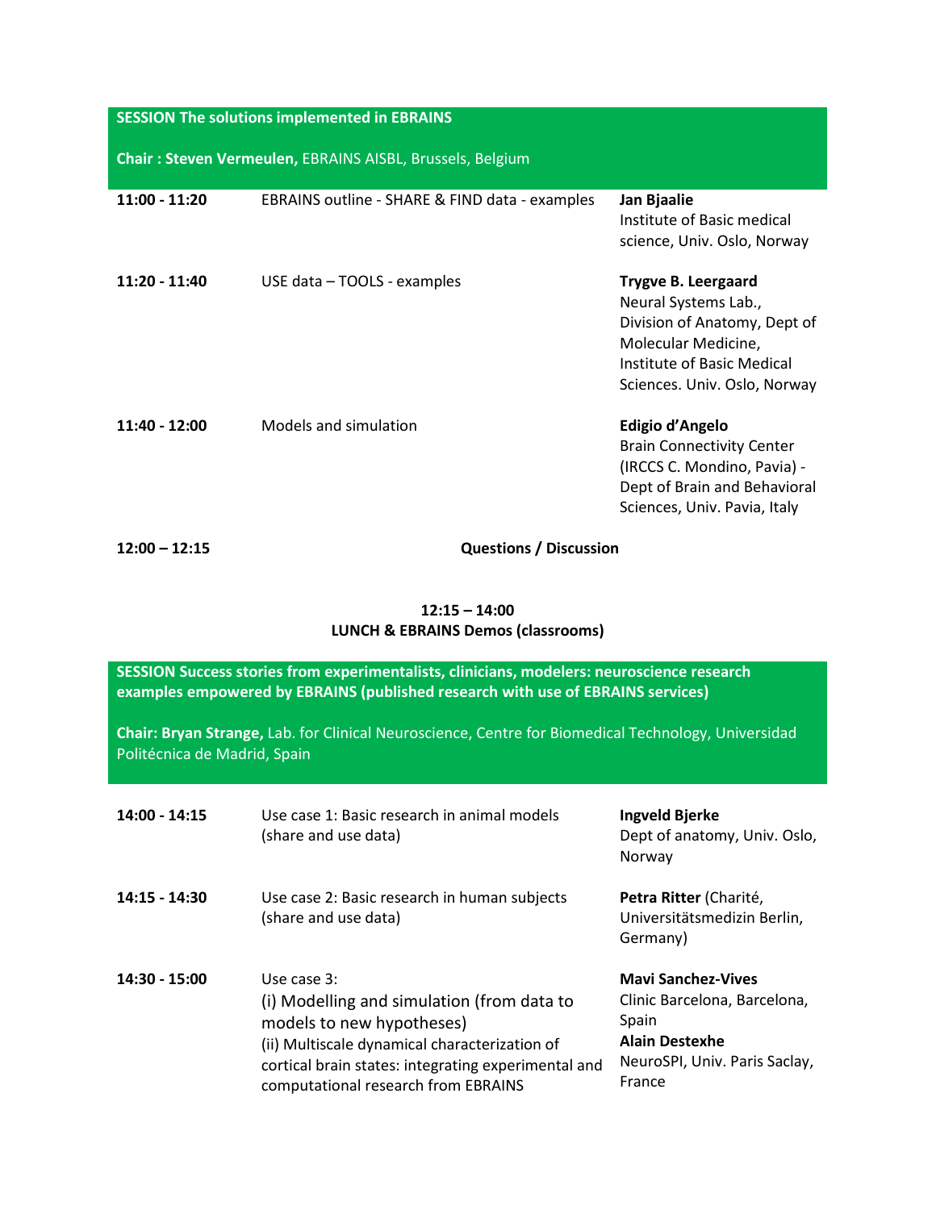## SESSION The solutions implemented in EBRAINS

**Chair : Steven Vermeulen,** EBRAINS AISBL, Brussels, Belgium

| | | |
|---|---|---|
| **11:00 - 11:20** | EBRAINS outline - SHARE & FIND data - examples | **Jan Bjaalie**<br>Institute of Basic medical science, Univ. Oslo, Norway |
| **11:20 - 11:40** | USE data – TOOLS - examples | **Trygve B. Leergaard**<br>Neural Systems Lab., Division of Anatomy, Dept of Molecular Medicine, Institute of Basic Medical Sciences. Univ. Oslo, Norway |
| **11:40 - 12:00** | Models and simulation | **Edigio d'Angelo**<br>Brain Connectivity Center (IRCCS C. Mondino, Pavia) - Dept of Brain and Behavioral Sciences, Univ. Pavia, Italy |
| **12:00 – 12:15** | **Questions / Discussion** | |

**12:15 – 14:00**
**LUNCH & EBRAINS Demos (classrooms)**

## SESSION Success stories from experimentalists, clinicians, modelers: neuroscience research examples empowered by EBRAINS (published research with use of EBRAINS services)

**Chair: Bryan Strange,** Lab. for Clinical Neuroscience, Centre for Biomedical Technology, Universidad Politécnica de Madrid, Spain

| | | |
|---|---|---|
| **14:00 - 14:15** | Use case 1: Basic research in animal models (share and use data) | **Ingveld Bjerke**<br>Dept of anatomy, Univ. Oslo, Norway |
| **14:15 - 14:30** | Use case 2: Basic research in human subjects (share and use data) | **Petra Ritter** (Charité, Universitätsmedizin Berlin, Germany) |
| **14:30 - 15:00** | Use case 3:<br>(i) Modelling and simulation (from data to models to new hypotheses)<br>(ii) Multiscale dynamical characterization of cortical brain states: integrating experimental and computational research from EBRAINS | **Mavi Sanchez-Vives**<br>Clinic Barcelona, Barcelona, Spain<br>**Alain Destexhe**<br>NeuroSPI, Univ. Paris Saclay, France |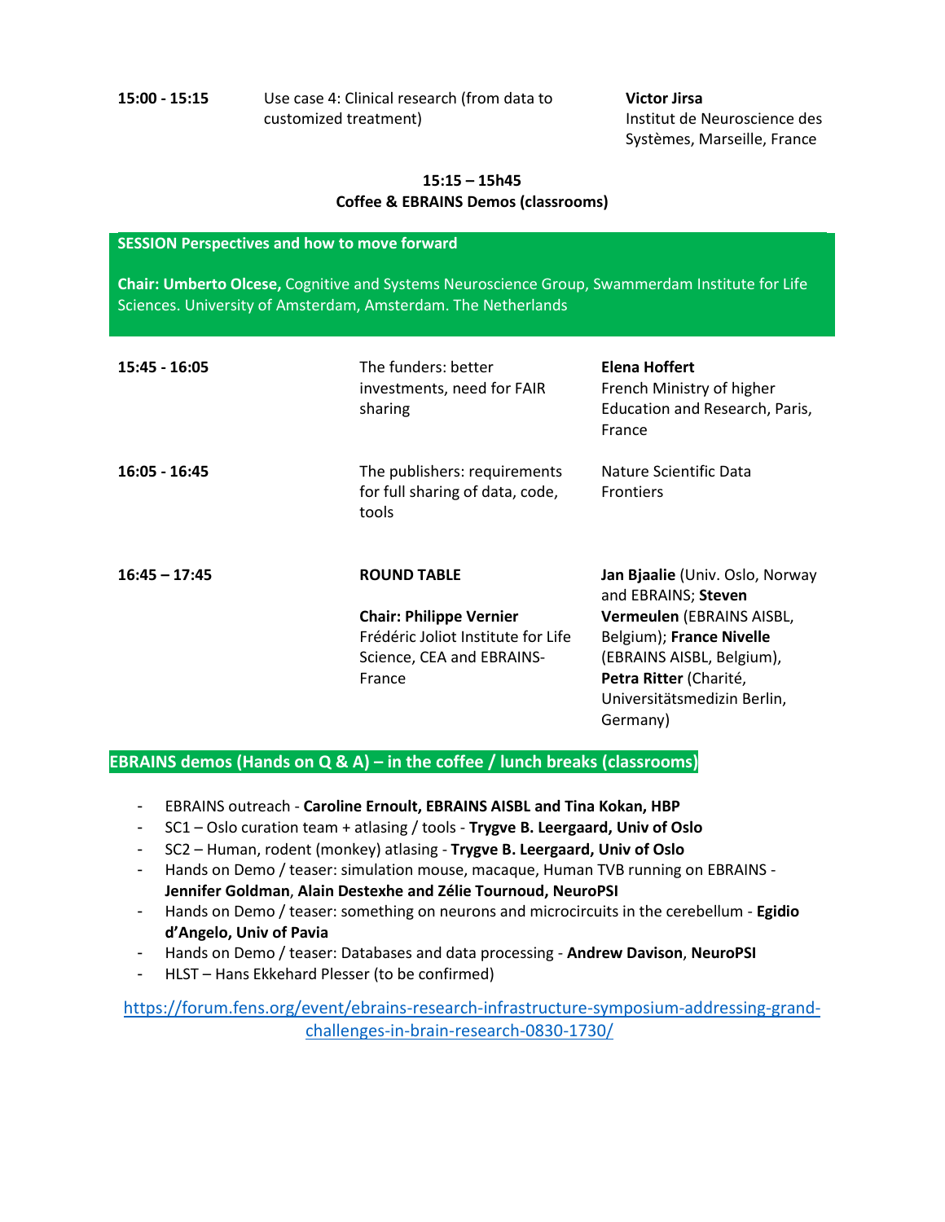| | | |
|---|---|---|
| **15:00 - 15:15** | Use case 4: Clinical research (from data to customized treatment) | **Victor Jirsa** Institut de Neuroscience des Systèmes, Marseille, France |

**15:15 – 15h45**
**Coffee & EBRAINS Demos (classrooms)**

## SESSION Perspectives and how to move forward

**Chair: Umberto Olcese,** Cognitive and Systems Neuroscience Group, Swammerdam Institute for Life Sciences. University of Amsterdam, Amsterdam. The Netherlands

| | | |
|---|---|---|
| **15:45 - 16:05** | The funders: better investments, need for FAIR sharing | **Elena Hoffert** French Ministry of higher Education and Research, Paris, France |
| **16:05 - 16:45** | The publishers: requirements for full sharing of data, code, tools | Nature Scientific Data Frontiers |
| **16:45 – 17:45** | **ROUND TABLE** **Chair: Philippe Vernier** Frédéric Joliot Institute for Life Science, CEA and EBRAINS-France | **Jan Bjaalie** (Univ. Oslo, Norway and EBRAINS; **Steven Vermeulen** (EBRAINS AISBL, Belgium); **France Nivelle** (EBRAINS AISBL, Belgium), **Petra Ritter** (Charité, Universitätsmedizin Berlin, Germany) |

## EBRAINS demos (Hands on Q & A) – in the coffee / lunch breaks (classrooms)

- EBRAINS outreach - **Caroline Ernoult, EBRAINS AISBL and Tina Kokan, HBP**
- SC1 – Oslo curation team + atlasing / tools - **Trygve B. Leergaard, Univ of Oslo**
- SC2 – Human, rodent (monkey) atlasing - **Trygve B. Leergaard, Univ of Oslo**
- Hands on Demo / teaser: simulation mouse, macaque, Human TVB running on EBRAINS - **Jennifer Goldman**, **Alain Destexhe and Zélie Tournoud, NeuroPSI**
- Hands on Demo / teaser: something on neurons and microcircuits in the cerebellum - **Egidio d'Angelo, Univ of Pavia**
- Hands on Demo / teaser: Databases and data processing - **Andrew Davison**, **NeuroPSI**
- HLST – Hans Ekkehard Plesser (to be confirmed)

https://forum.fens.org/event/ebrains-research-infrastructure-symposium-addressing-grand-challenges-in-brain-research-0830-1730/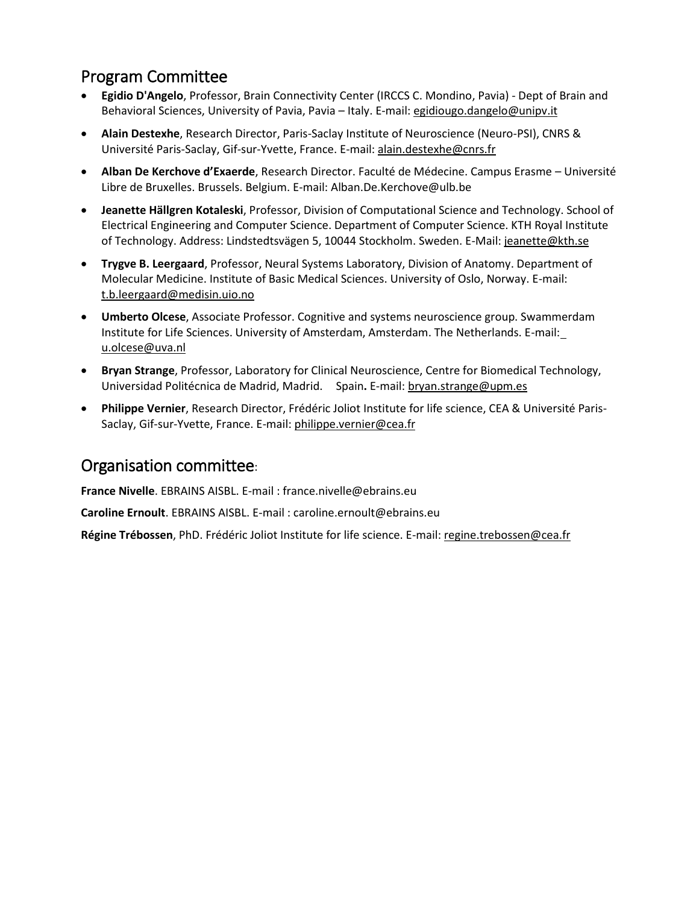## Program Committee

- **Egidio D'Angelo**, Professor, Brain Connectivity Center (IRCCS C. Mondino, Pavia) - Dept of Brain and Behavioral Sciences, University of Pavia, Pavia – Italy. E-mail: egidiougo.dangelo@unipv.it
- **Alain Destexhe**, Research Director, Paris-Saclay Institute of Neuroscience (Neuro-PSI), CNRS & Université Paris-Saclay, Gif-sur-Yvette, France. E-mail: alain.destexhe@cnrs.fr
- **Alban De Kerchove d'Exaerde**, Research Director. Faculté de Médecine. Campus Erasme – Université Libre de Bruxelles. Brussels. Belgium. E-mail: Alban.De.Kerchove@ulb.be
- **Jeanette Hällgren Kotaleski**, Professor, Division of Computational Science and Technology. School of Electrical Engineering and Computer Science. Department of Computer Science. KTH Royal Institute of Technology. Address: Lindstedtsvägen 5, 10044 Stockholm. Sweden. E-Mail: jeanette@kth.se
- **Trygve B. Leergaard**, Professor, Neural Systems Laboratory, Division of Anatomy. Department of Molecular Medicine. Institute of Basic Medical Sciences. University of Oslo, Norway. E-mail: t.b.leergaard@medisin.uio.no
- **Umberto Olcese**, Associate Professor. Cognitive and systems neuroscience group. Swammerdam Institute for Life Sciences. University of Amsterdam, Amsterdam. The Netherlands. E-mail: u.olcese@uva.nl
- **Bryan Strange**, Professor, Laboratory for Clinical Neuroscience, Centre for Biomedical Technology, Universidad Politécnica de Madrid, Madrid. Spain**.** E-mail: bryan.strange@upm.es
- **Philippe Vernier**, Research Director, Frédéric Joliot Institute for life science, CEA & Université Paris-Saclay, Gif-sur-Yvette, France. E-mail: philippe.vernier@cea.fr

## Organisation committee:

**France Nivelle**. EBRAINS AISBL. E-mail : france.nivelle@ebrains.eu

**Caroline Ernoult**. EBRAINS AISBL. E-mail : caroline.ernoult@ebrains.eu

**Régine Trébossen**, PhD. Frédéric Joliot Institute for life science. E-mail: regine.trebossen@cea.fr